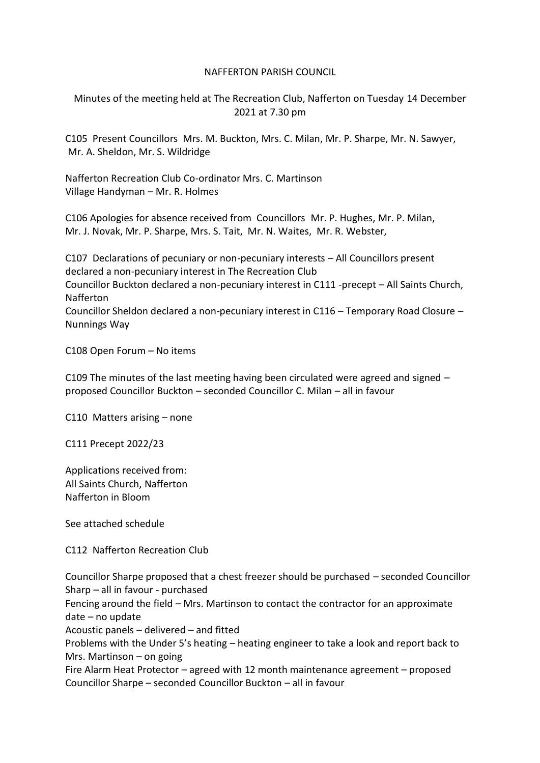NAFFERTON PARISH COUNCIL

Minutes of the meeting held at The Recreation Club, Nafferton on Tuesday 14 December 2021 at 7.30 pm

C105 Present Councillors Mrs. M. Buckton, Mrs. C. Milan, Mr. P. Sharpe, Mr. N. Sawyer, Mr. A. Sheldon, Mr. S. Wildridge

Nafferton Recreation Club Co-ordinator Mrs. C. Martinson
Village Handyman – Mr. R. Holmes

C106 Apologies for absence received from Councillors Mr. P. Hughes, Mr. P. Milan, Mr. J. Novak, Mr. P. Sharpe, Mrs. S. Tait, Mr. N. Waites, Mr. R. Webster,

C107 Declarations of pecuniary or non-pecuniary interests – All Councillors present declared a non-pecuniary interest in The Recreation Club
Councillor Buckton declared a non-pecuniary interest in C111 -precept – All Saints Church, Nafferton
Councillor Sheldon declared a non-pecuniary interest in C116 – Temporary Road Closure – Nunnings Way

C108 Open Forum – No items

C109 The minutes of the last meeting having been circulated were agreed and signed – proposed Councillor Buckton – seconded Councillor C. Milan – all in favour

C110 Matters arising – none

C111 Precept 2022/23

Applications received from:
All Saints Church, Nafferton
Nafferton in Bloom

See attached schedule

C112 Nafferton Recreation Club

Councillor Sharpe proposed that a chest freezer should be purchased – seconded Councillor Sharp – all in favour - purchased
Fencing around the field – Mrs. Martinson to contact the contractor for an approximate date – no update
Acoustic panels – delivered – and fitted
Problems with the Under 5's heating – heating engineer to take a look and report back to Mrs. Martinson – on going
Fire Alarm Heat Protector – agreed with 12 month maintenance agreement – proposed Councillor Sharpe – seconded Councillor Buckton – all in favour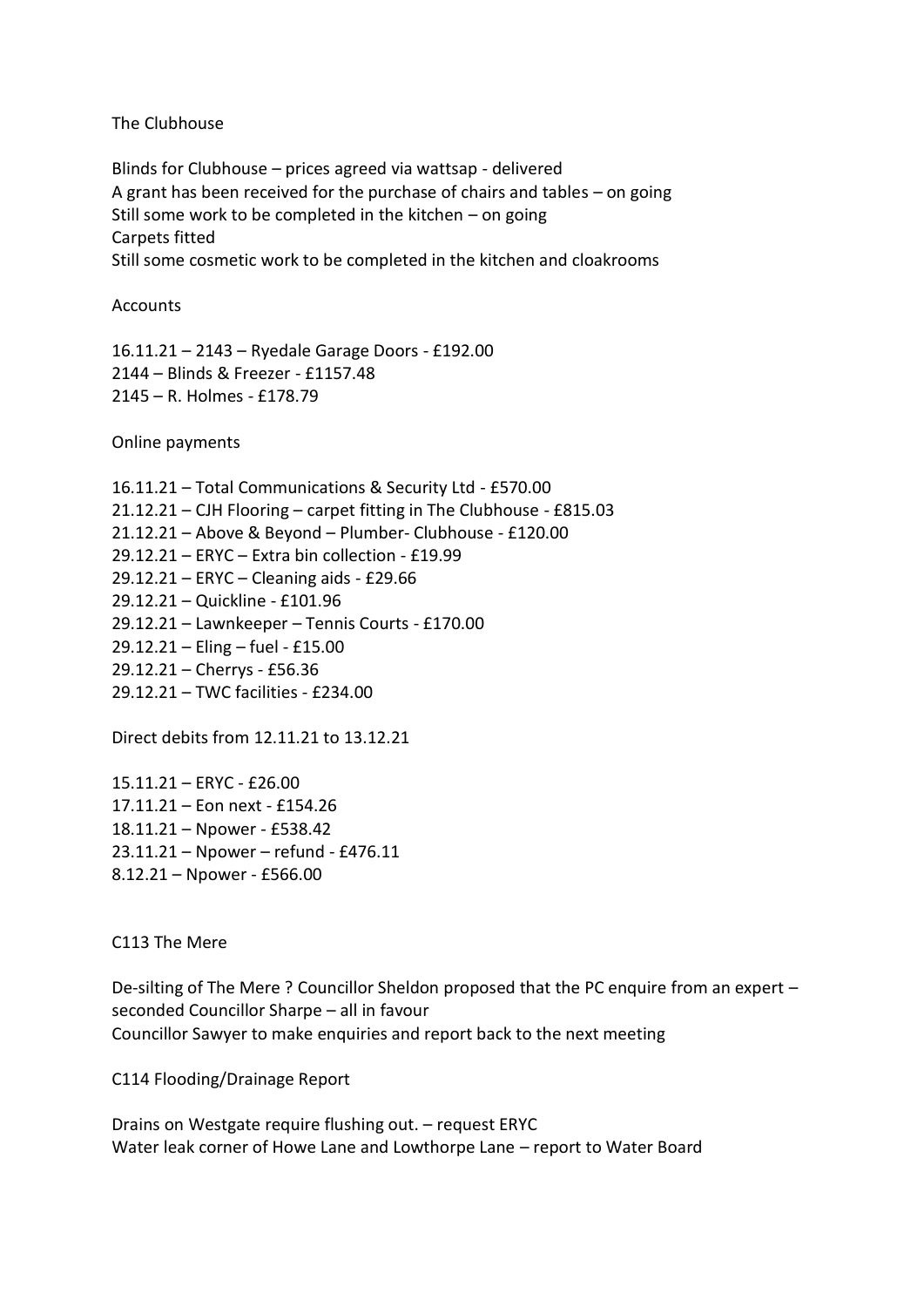The Clubhouse

Blinds for Clubhouse – prices agreed via wattsap - delivered
A grant has been received for the purchase of chairs and tables – on going
Still some work to be completed in the kitchen – on going
Carpets fitted
Still some cosmetic work to be completed in the kitchen and cloakrooms

Accounts

16.11.21 – 2143 – Ryedale Garage Doors - £192.00
2144 – Blinds & Freezer - £1157.48
2145 – R. Holmes - £178.79

Online payments

16.11.21 – Total Communications & Security Ltd - £570.00
21.12.21 – CJH Flooring – carpet fitting in The Clubhouse - £815.03
21.12.21 – Above & Beyond – Plumber- Clubhouse - £120.00
29.12.21 – ERYC – Extra bin collection - £19.99
29.12.21 – ERYC – Cleaning aids - £29.66
29.12.21 – Quickline - £101.96
29.12.21 – Lawnkeeper – Tennis Courts - £170.00
29.12.21 – Eling – fuel - £15.00
29.12.21 – Cherrys - £56.36
29.12.21 – TWC facilities - £234.00

Direct debits from 12.11.21 to 13.12.21

15.11.21 – ERYC - £26.00
17.11.21 – Eon next - £154.26
18.11.21 – Npower - £538.42
23.11.21 – Npower – refund - £476.11
8.12.21 – Npower - £566.00

C113 The Mere

De-silting of The Mere ? Councillor Sheldon proposed that the PC enquire from an expert – seconded Councillor Sharpe – all in favour
Councillor Sawyer to make enquiries and report back to the next meeting

C114 Flooding/Drainage Report

Drains on Westgate require flushing out. – request ERYC
Water leak corner of Howe Lane and Lowthorpe Lane – report to Water Board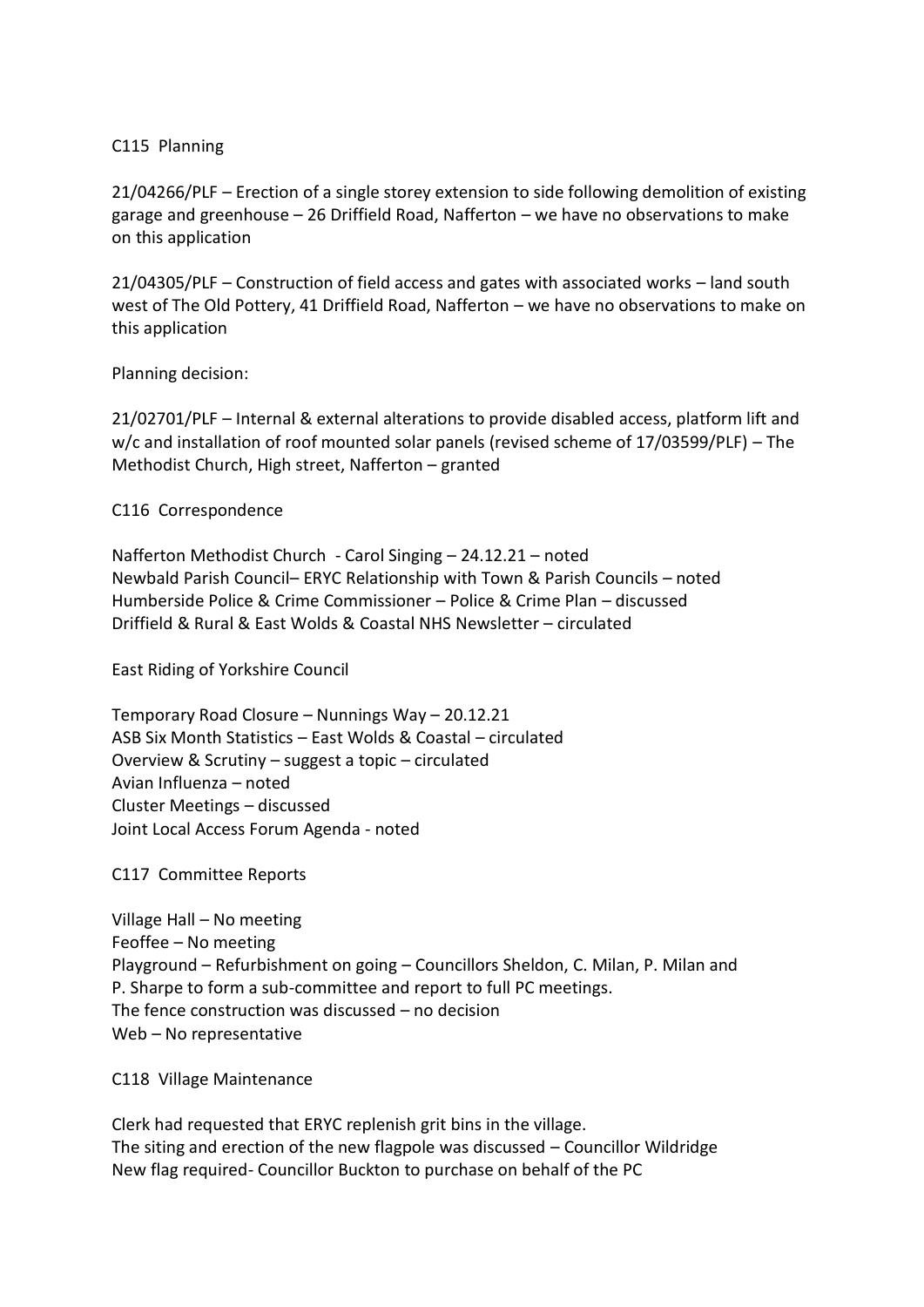C115 Planning

21/04266/PLF – Erection of a single storey extension to side following demolition of existing garage and greenhouse – 26 Driffield Road, Nafferton – we have no observations to make on this application

21/04305/PLF – Construction of field access and gates with associated works – land south west of The Old Pottery, 41 Driffield Road, Nafferton – we have no observations to make on this application

Planning decision:

21/02701/PLF – Internal & external alterations to provide disabled access, platform lift and w/c and installation of roof mounted solar panels (revised scheme of 17/03599/PLF) – The Methodist Church, High street, Nafferton – granted

C116 Correspondence

Nafferton Methodist Church - Carol Singing – 24.12.21 – noted
Newbald Parish Council– ERYC Relationship with Town & Parish Councils – noted
Humberside Police & Crime Commissioner – Police & Crime Plan – discussed
Driffield & Rural & East Wolds & Coastal NHS Newsletter – circulated

East Riding of Yorkshire Council

Temporary Road Closure – Nunnings Way – 20.12.21
ASB Six Month Statistics – East Wolds & Coastal – circulated
Overview & Scrutiny – suggest a topic – circulated
Avian Influenza – noted
Cluster Meetings – discussed
Joint Local Access Forum Agenda - noted

C117 Committee Reports

Village Hall – No meeting
Feoffee – No meeting
Playground – Refurbishment on going – Councillors Sheldon, C. Milan, P. Milan and P. Sharpe to form a sub-committee and report to full PC meetings.
The fence construction was discussed – no decision
Web – No representative

C118 Village Maintenance

Clerk had requested that ERYC replenish grit bins in the village.
The siting and erection of the new flagpole was discussed – Councillor Wildridge
New flag required- Councillor Buckton to purchase on behalf of the PC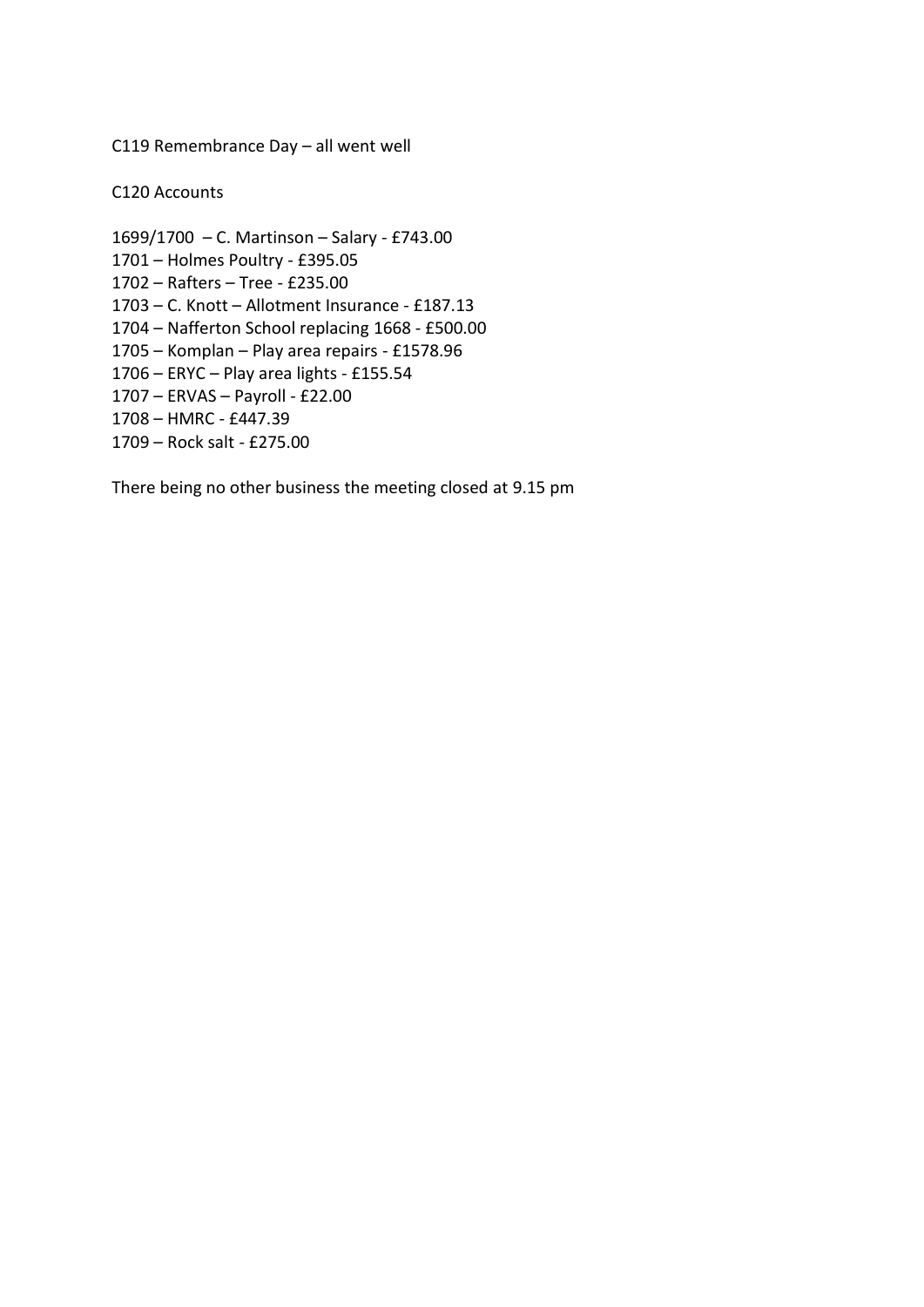C119 Remembrance Day – all went well

C120 Accounts

1699/1700 – C. Martinson – Salary - £743.00
1701 – Holmes Poultry - £395.05
1702 – Rafters – Tree - £235.00
1703 – C. Knott – Allotment Insurance - £187.13
1704 – Nafferton School replacing 1668 - £500.00
1705 – Komplan – Play area repairs - £1578.96
1706 – ERYC – Play area lights - £155.54
1707 – ERVAS – Payroll - £22.00
1708 – HMRC - £447.39
1709 – Rock salt - £275.00

There being no other business the meeting closed at 9.15 pm